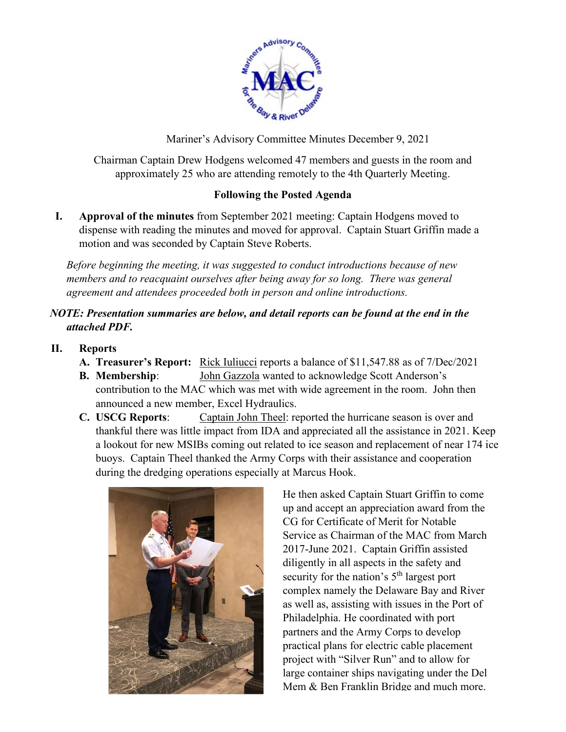Mariner's Advisory Committee Minutes December 9, 2021

Chairman Captain Drew Hodgens welcomed 47 members and guests in the room and approximately 25 who are attending remotely to the 4th Quarterly Meeting.

**Following the Posted Agenda**

**I. Approval of the minutes** from September 2021 meeting: Captain Hodgens moved to dispense with reading the minutes and moved for approval. Captain Stuart Griffin made a motion and was seconded by Captain Steve Roberts.

*Before beginning the meeting, it was suggested to conduct introductions because of new members and to reacquaint ourselves after being away for so long. There was general agreement and attendees proceeded both in person and online introductions.*

***NOTE: Presentation summaries are below, and detail reports can be found at the end in the attached PDF.***

**II. Reports**

- **A. Treasurer's Report:** Rick Iuliucci reports a balance of $11,547.88 as of 7/Dec/2021
- **B. Membership**: John Gazzola wanted to acknowledge Scott Anderson's contribution to the MAC which was met with wide agreement in the room. John then announced a new member, Excel Hydraulics.
- **C. USCG Reports**: Captain John Theel: reported the hurricane season is over and thankful there was little impact from IDA and appreciated all the assistance in 2021. Keep a lookout for new MSIBs coming out related to ice season and replacement of near 174 ice buoys. Captain Theel thanked the Army Corps with their assistance and cooperation during the dredging operations especially at Marcus Hook.

He then asked Captain Stuart Griffin to come up and accept an appreciation award from the CG for Certificate of Merit for Notable Service as Chairman of the MAC from March 2017-June 2021. Captain Griffin assisted diligently in all aspects in the safety and security for the nation's 5th largest port complex namely the Delaware Bay and River as well as, assisting with issues in the Port of Philadelphia. He coordinated with port partners and the Army Corps to develop practical plans for electric cable placement project with "Silver Run" and to allow for large container ships navigating under the Del Mem & Ben Franklin Bridge and much more.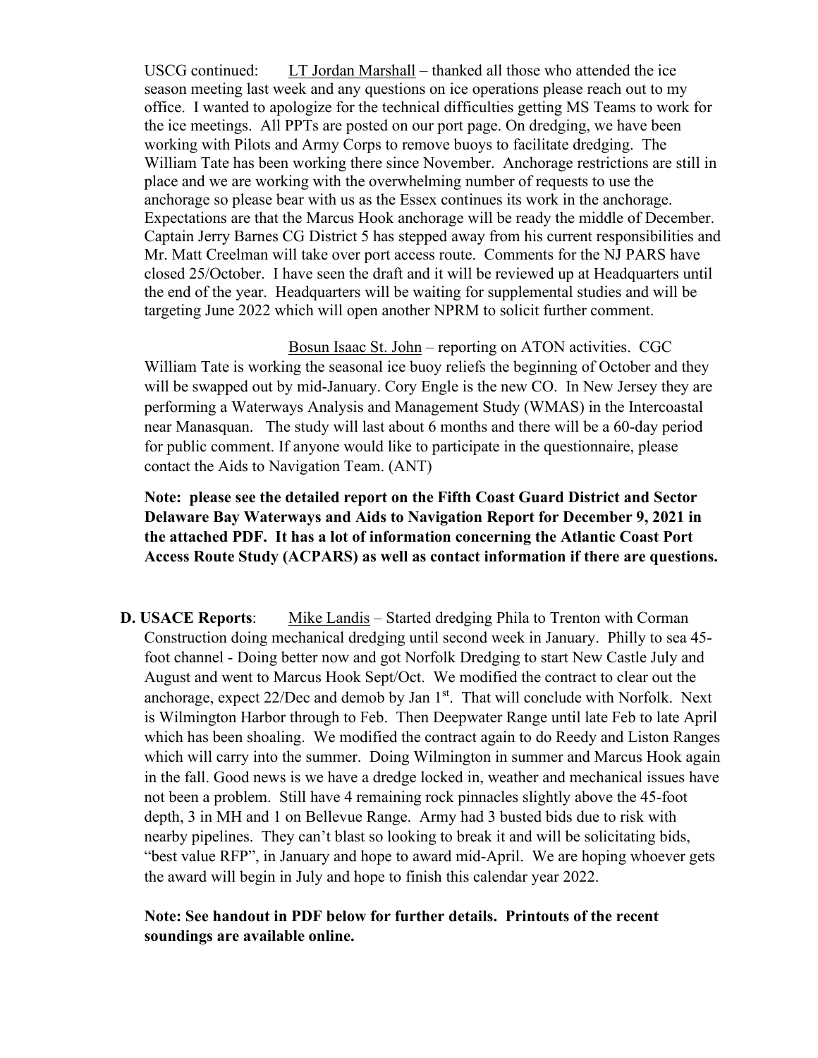USCG continued: LT Jordan Marshall – thanked all those who attended the ice season meeting last week and any questions on ice operations please reach out to my office. I wanted to apologize for the technical difficulties getting MS Teams to work for the ice meetings. All PPTs are posted on our port page. On dredging, we have been working with Pilots and Army Corps to remove buoys to facilitate dredging. The William Tate has been working there since November. Anchorage restrictions are still in place and we are working with the overwhelming number of requests to use the anchorage so please bear with us as the Essex continues its work in the anchorage. Expectations are that the Marcus Hook anchorage will be ready the middle of December. Captain Jerry Barnes CG District 5 has stepped away from his current responsibilities and Mr. Matt Creelman will take over port access route. Comments for the NJ PARS have closed 25/October. I have seen the draft and it will be reviewed up at Headquarters until the end of the year. Headquarters will be waiting for supplemental studies and will be targeting June 2022 which will open another NPRM to solicit further comment.

Bosun Isaac St. John – reporting on ATON activities. CGC William Tate is working the seasonal ice buoy reliefs the beginning of October and they will be swapped out by mid-January. Cory Engle is the new CO. In New Jersey they are performing a Waterways Analysis and Management Study (WMAS) in the Intercoastal near Manasquan. The study will last about 6 months and there will be a 60-day period for public comment. If anyone would like to participate in the questionnaire, please contact the Aids to Navigation Team. (ANT)

**Note: please see the detailed report on the Fifth Coast Guard District and Sector Delaware Bay Waterways and Aids to Navigation Report for December 9, 2021 in the attached PDF. It has a lot of information concerning the Atlantic Coast Port Access Route Study (ACPARS) as well as contact information if there are questions.**

**D. USACE Reports**: Mike Landis – Started dredging Phila to Trenton with Corman Construction doing mechanical dredging until second week in January. Philly to sea 45-foot channel - Doing better now and got Norfolk Dredging to start New Castle July and August and went to Marcus Hook Sept/Oct. We modified the contract to clear out the anchorage, expect 22/Dec and demob by Jan 1st. That will conclude with Norfolk. Next is Wilmington Harbor through to Feb. Then Deepwater Range until late Feb to late April which has been shoaling. We modified the contract again to do Reedy and Liston Ranges which will carry into the summer. Doing Wilmington in summer and Marcus Hook again in the fall. Good news is we have a dredge locked in, weather and mechanical issues have not been a problem. Still have 4 remaining rock pinnacles slightly above the 45-foot depth, 3 in MH and 1 on Bellevue Range. Army had 3 busted bids due to risk with nearby pipelines. They can't blast so looking to break it and will be solicitating bids, "best value RFP", in January and hope to award mid-April. We are hoping whoever gets the award will begin in July and hope to finish this calendar year 2022.

**Note: See handout in PDF below for further details. Printouts of the recent soundings are available online.**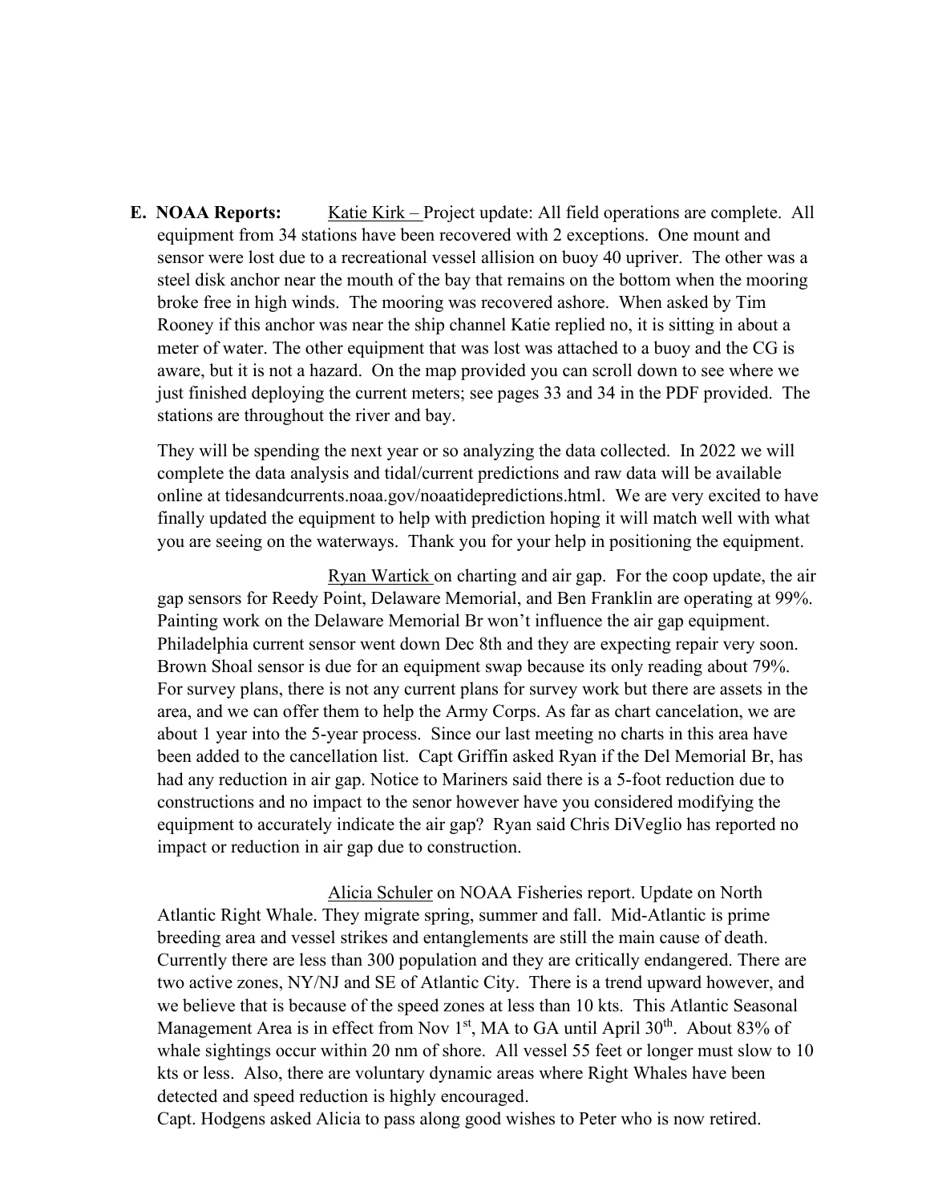**E. NOAA Reports:** Katie Kirk – Project update: All field operations are complete. All equipment from 34 stations have been recovered with 2 exceptions. One mount and sensor were lost due to a recreational vessel allision on buoy 40 upriver. The other was a steel disk anchor near the mouth of the bay that remains on the bottom when the mooring broke free in high winds. The mooring was recovered ashore. When asked by Tim Rooney if this anchor was near the ship channel Katie replied no, it is sitting in about a meter of water. The other equipment that was lost was attached to a buoy and the CG is aware, but it is not a hazard. On the map provided you can scroll down to see where we just finished deploying the current meters; see pages 33 and 34 in the PDF provided. The stations are throughout the river and bay.

They will be spending the next year or so analyzing the data collected. In 2022 we will complete the data analysis and tidal/current predictions and raw data will be available online at tidesandcurrents.noaa.gov/noaatidepredictions.html. We are very excited to have finally updated the equipment to help with prediction hoping it will match well with what you are seeing on the waterways. Thank you for your help in positioning the equipment.

Ryan Wartick on charting and air gap. For the coop update, the air gap sensors for Reedy Point, Delaware Memorial, and Ben Franklin are operating at 99%. Painting work on the Delaware Memorial Br won't influence the air gap equipment. Philadelphia current sensor went down Dec 8th and they are expecting repair very soon. Brown Shoal sensor is due for an equipment swap because its only reading about 79%. For survey plans, there is not any current plans for survey work but there are assets in the area, and we can offer them to help the Army Corps. As far as chart cancelation, we are about 1 year into the 5-year process. Since our last meeting no charts in this area have been added to the cancellation list. Capt Griffin asked Ryan if the Del Memorial Br, has had any reduction in air gap. Notice to Mariners said there is a 5-foot reduction due to constructions and no impact to the senor however have you considered modifying the equipment to accurately indicate the air gap? Ryan said Chris DiVeglio has reported no impact or reduction in air gap due to construction.

Alicia Schuler on NOAA Fisheries report. Update on North Atlantic Right Whale. They migrate spring, summer and fall. Mid-Atlantic is prime breeding area and vessel strikes and entanglements are still the main cause of death. Currently there are less than 300 population and they are critically endangered. There are two active zones, NY/NJ and SE of Atlantic City. There is a trend upward however, and we believe that is because of the speed zones at less than 10 kts. This Atlantic Seasonal Management Area is in effect from Nov 1st, MA to GA until April 30th. About 83% of whale sightings occur within 20 nm of shore. All vessel 55 feet or longer must slow to 10 kts or less. Also, there are voluntary dynamic areas where Right Whales have been detected and speed reduction is highly encouraged.
Capt. Hodgens asked Alicia to pass along good wishes to Peter who is now retired.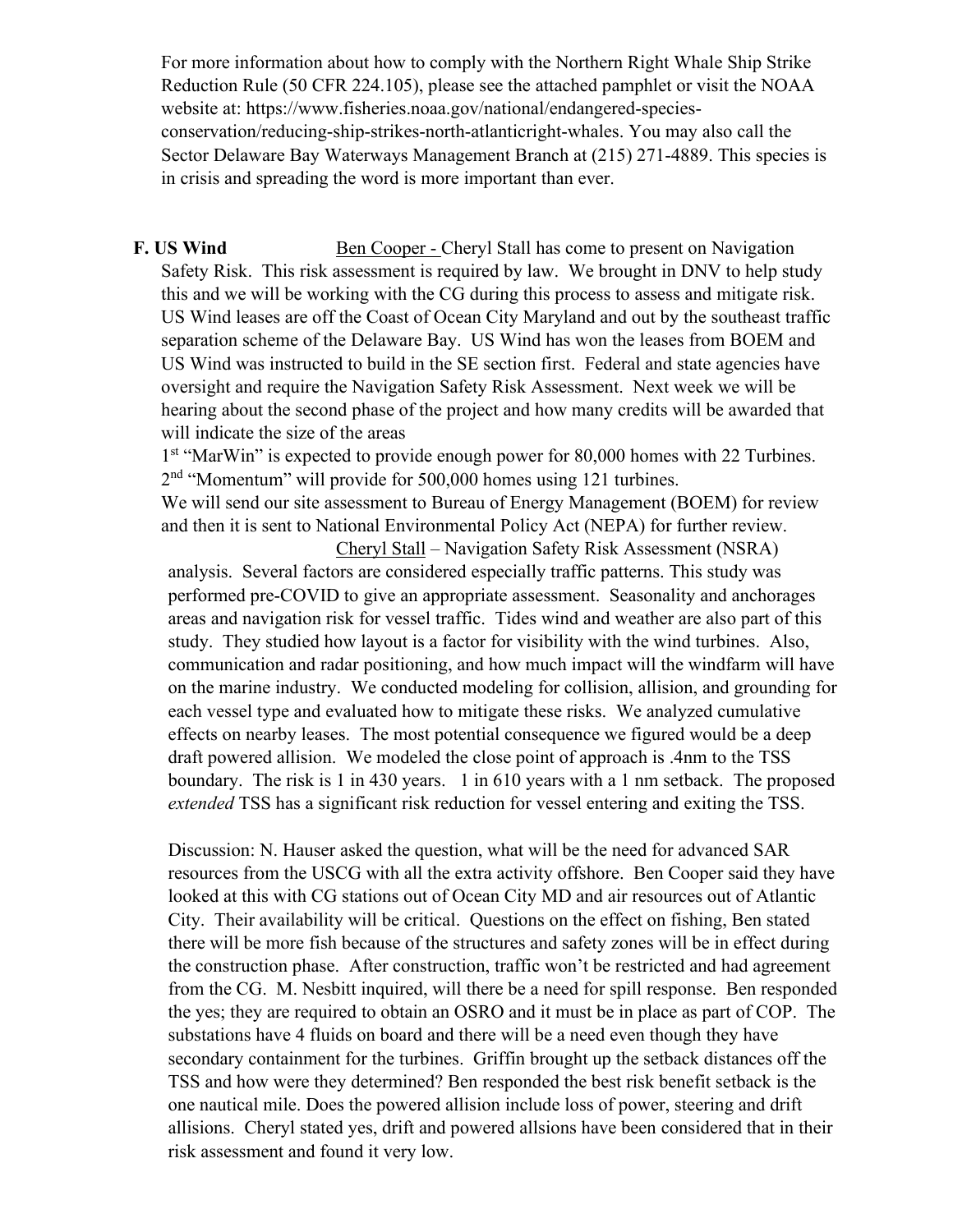For more information about how to comply with the Northern Right Whale Ship Strike Reduction Rule (50 CFR 224.105), please see the attached pamphlet or visit the NOAA website at: https://www.fisheries.noaa.gov/national/endangered-species-conservation/reducing-ship-strikes-north-atlanticright-whales. You may also call the Sector Delaware Bay Waterways Management Branch at (215) 271-4889. This species is in crisis and spreading the word is more important than ever.

**F. US Wind** Ben Cooper - Cheryl Stall has come to present on Navigation Safety Risk. This risk assessment is required by law. We brought in DNV to help study this and we will be working with the CG during this process to assess and mitigate risk. US Wind leases are off the Coast of Ocean City Maryland and out by the southeast traffic separation scheme of the Delaware Bay. US Wind has won the leases from BOEM and US Wind was instructed to build in the SE section first. Federal and state agencies have oversight and require the Navigation Safety Risk Assessment. Next week we will be hearing about the second phase of the project and how many credits will be awarded that will indicate the size of the areas

1st "MarWin" is expected to provide enough power for 80,000 homes with 22 Turbines.
2nd "Momentum" will provide for 500,000 homes using 121 turbines.
We will send our site assessment to Bureau of Energy Management (BOEM) for review and then it is sent to National Environmental Policy Act (NEPA) for further review.

Cheryl Stall – Navigation Safety Risk Assessment (NSRA) analysis. Several factors are considered especially traffic patterns. This study was performed pre-COVID to give an appropriate assessment. Seasonality and anchorages areas and navigation risk for vessel traffic. Tides wind and weather are also part of this study. They studied how layout is a factor for visibility with the wind turbines. Also, communication and radar positioning, and how much impact will the windfarm will have on the marine industry. We conducted modeling for collision, allision, and grounding for each vessel type and evaluated how to mitigate these risks. We analyzed cumulative effects on nearby leases. The most potential consequence we figured would be a deep draft powered allision. We modeled the close point of approach is .4nm to the TSS boundary. The risk is 1 in 430 years. 1 in 610 years with a 1 nm setback. The proposed *extended* TSS has a significant risk reduction for vessel entering and exiting the TSS.

Discussion: N. Hauser asked the question, what will be the need for advanced SAR resources from the USCG with all the extra activity offshore. Ben Cooper said they have looked at this with CG stations out of Ocean City MD and air resources out of Atlantic City. Their availability will be critical. Questions on the effect on fishing, Ben stated there will be more fish because of the structures and safety zones will be in effect during the construction phase. After construction, traffic won't be restricted and had agreement from the CG. M. Nesbitt inquired, will there be a need for spill response. Ben responded the yes; they are required to obtain an OSRO and it must be in place as part of COP. The substations have 4 fluids on board and there will be a need even though they have secondary containment for the turbines. Griffin brought up the setback distances off the TSS and how were they determined? Ben responded the best risk benefit setback is the one nautical mile. Does the powered allision include loss of power, steering and drift allisions. Cheryl stated yes, drift and powered allsions have been considered that in their risk assessment and found it very low.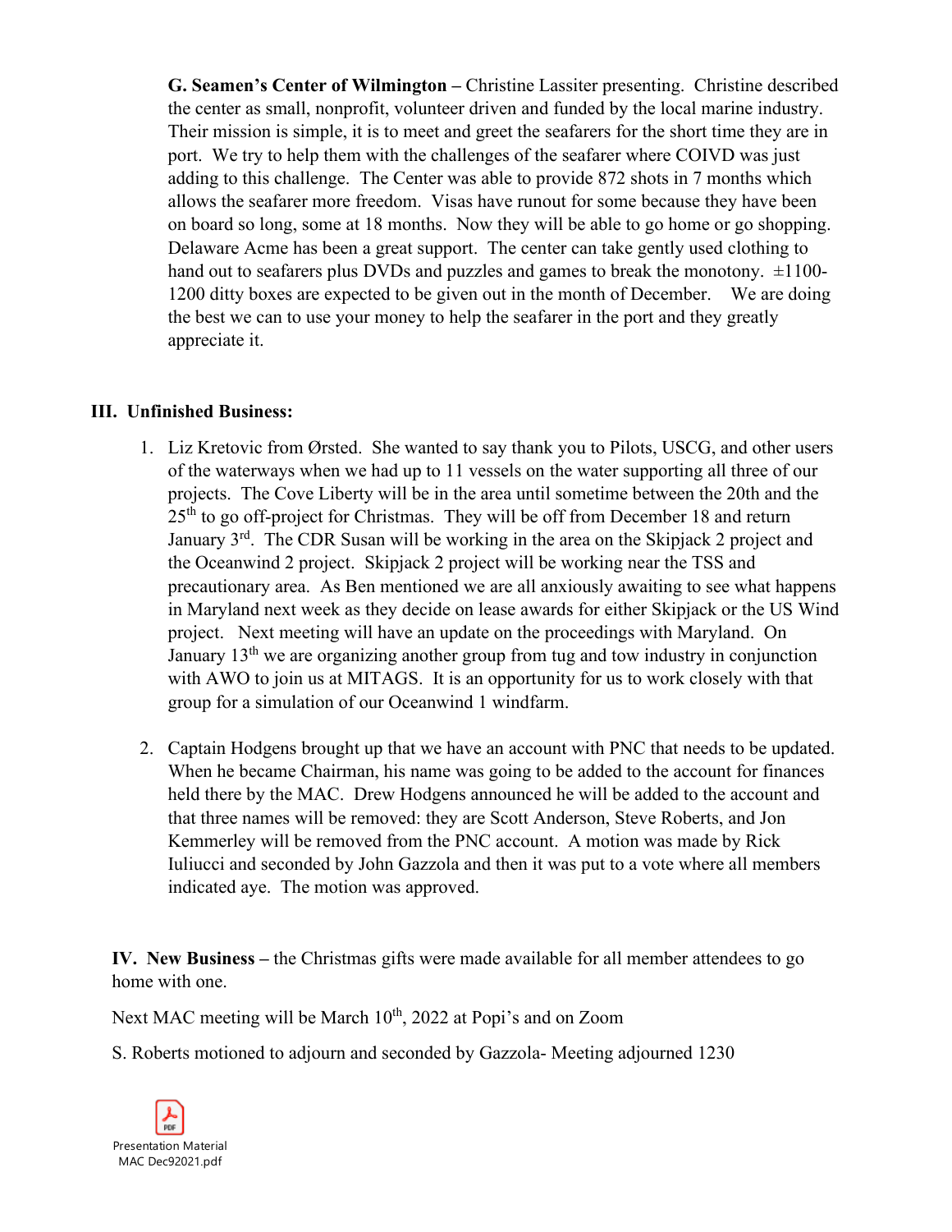**G. Seamen's Center of Wilmington –** Christine Lassiter presenting. Christine described the center as small, nonprofit, volunteer driven and funded by the local marine industry. Their mission is simple, it is to meet and greet the seafarers for the short time they are in port. We try to help them with the challenges of the seafarer where COIVD was just adding to this challenge. The Center was able to provide 872 shots in 7 months which allows the seafarer more freedom. Visas have runout for some because they have been on board so long, some at 18 months. Now they will be able to go home or go shopping. Delaware Acme has been a great support. The center can take gently used clothing to hand out to seafarers plus DVDs and puzzles and games to break the monotony. ±1100-1200 ditty boxes are expected to be given out in the month of December. We are doing the best we can to use your money to help the seafarer in the port and they greatly appreciate it.

## III. Unfinished Business:

1. Liz Kretovic from Ørsted. She wanted to say thank you to Pilots, USCG, and other users of the waterways when we had up to 11 vessels on the water supporting all three of our projects. The Cove Liberty will be in the area until sometime between the 20th and the 25th to go off-project for Christmas. They will be off from December 18 and return January 3rd. The CDR Susan will be working in the area on the Skipjack 2 project and the Oceanwind 2 project. Skipjack 2 project will be working near the TSS and precautionary area. As Ben mentioned we are all anxiously awaiting to see what happens in Maryland next week as they decide on lease awards for either Skipjack or the US Wind project. Next meeting will have an update on the proceedings with Maryland. On January 13th we are organizing another group from tug and tow industry in conjunction with AWO to join us at MITAGS. It is an opportunity for us to work closely with that group for a simulation of our Oceanwind 1 windfarm.

2. Captain Hodgens brought up that we have an account with PNC that needs to be updated. When he became Chairman, his name was going to be added to the account for finances held there by the MAC. Drew Hodgens announced he will be added to the account and that three names will be removed: they are Scott Anderson, Steve Roberts, and Jon Kemmerley will be removed from the PNC account. A motion was made by Rick Iuliucci and seconded by John Gazzola and then it was put to a vote where all members indicated aye. The motion was approved.

**IV. New Business –** the Christmas gifts were made available for all member attendees to go home with one.

Next MAC meeting will be March 10th, 2022 at Popi's and on Zoom

S. Roberts motioned to adjourn and seconded by Gazzola- Meeting adjourned 1230

Presentation Material MAC Dec92021.pdf